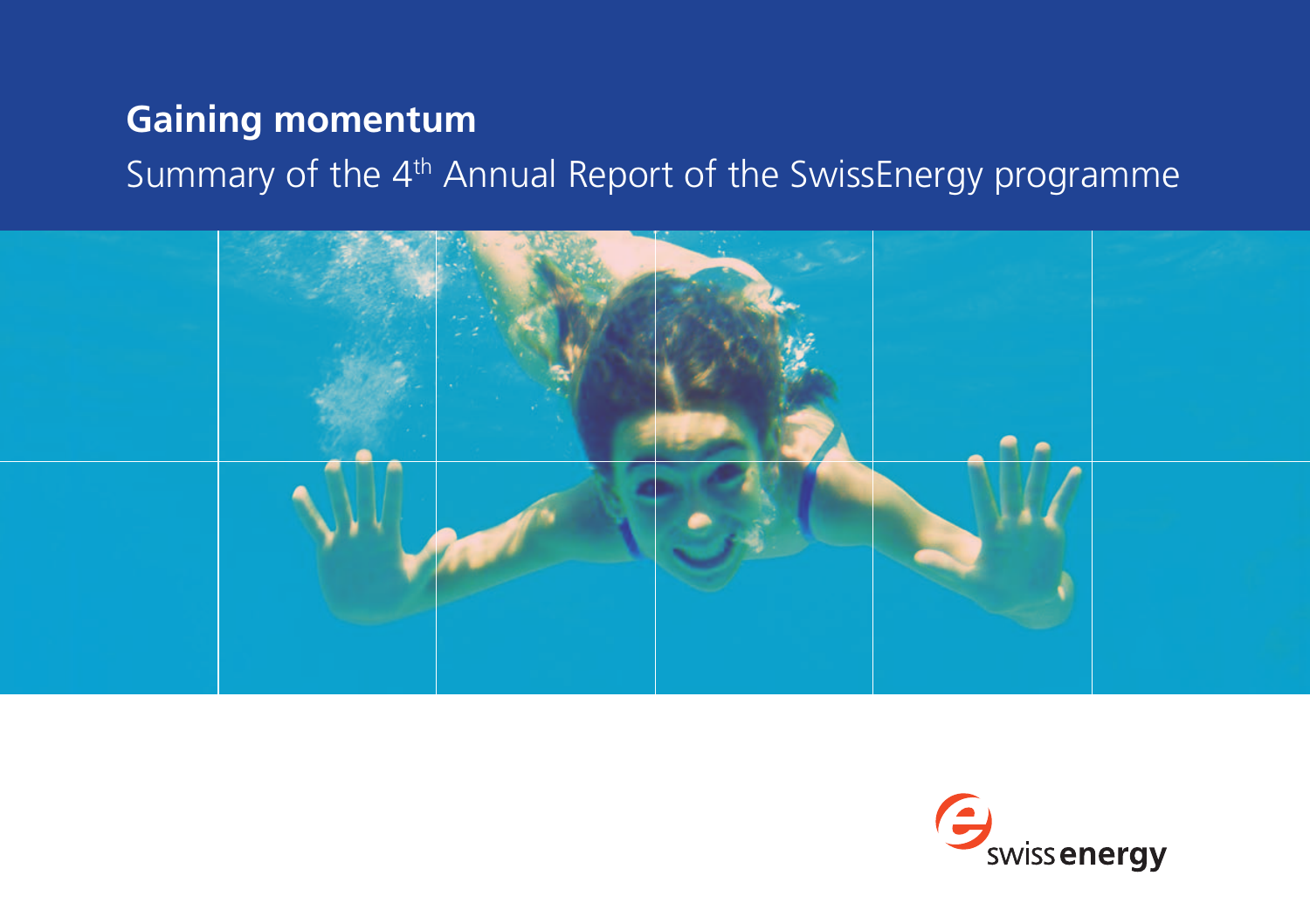# Gaining momentum

## Summary of the 4th Annual Report of the SwissEnergy programme

swiss energy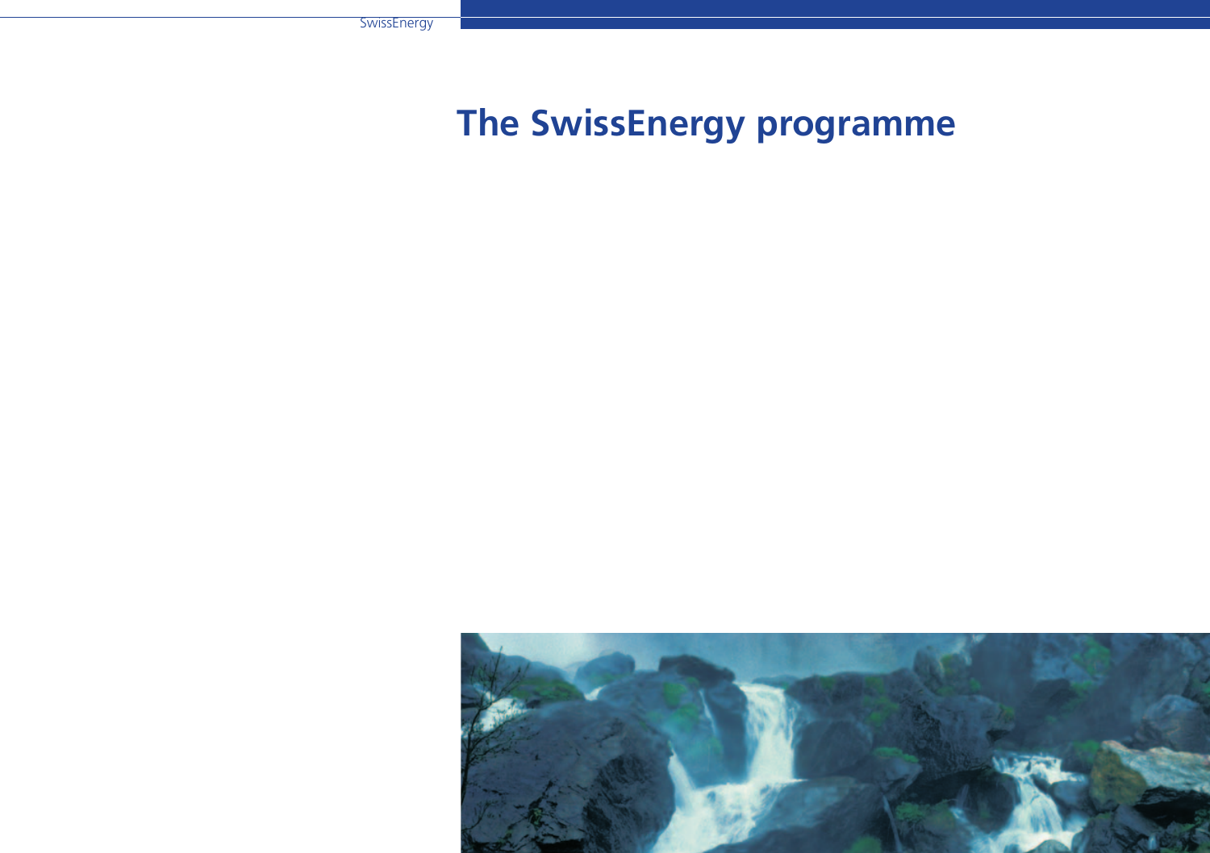# The SwissEnergy programme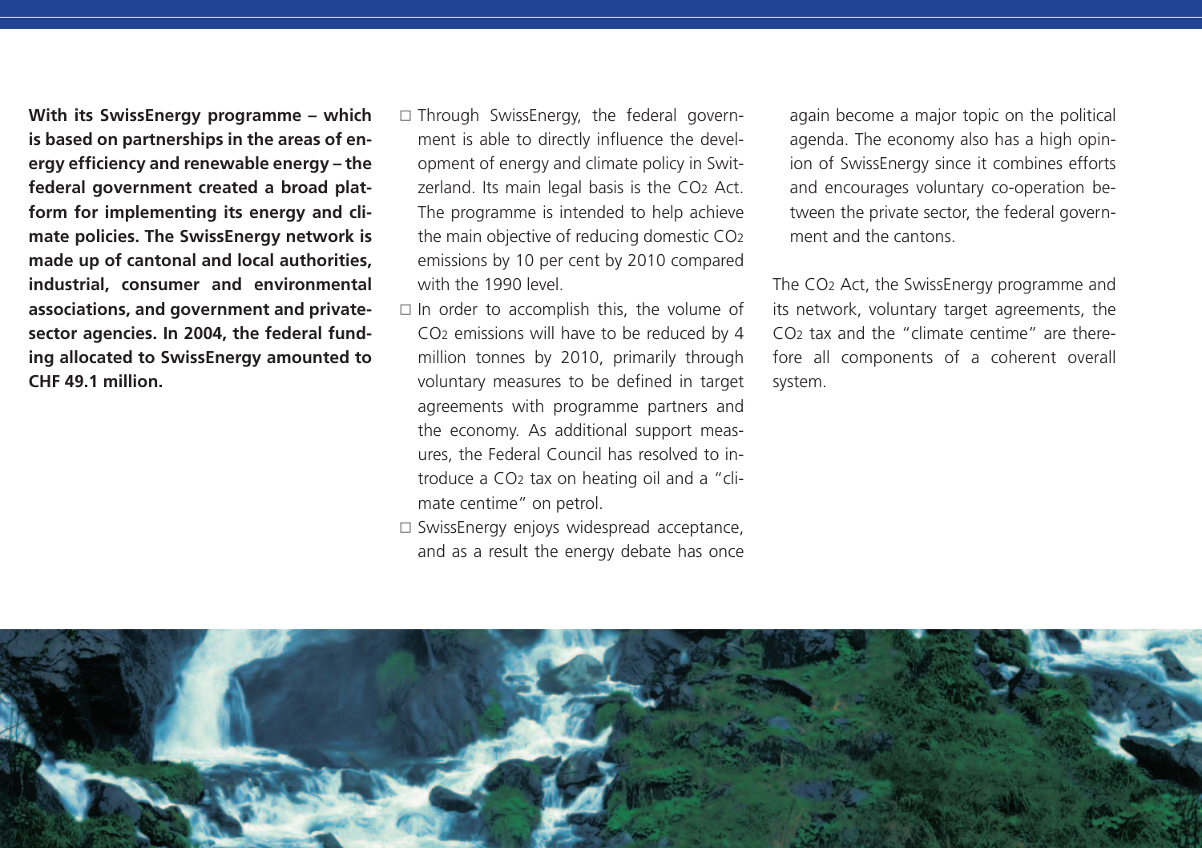**With its SwissEnergy programme – which is based on partnerships in the areas of energy efficiency and renewable energy – the federal government created a broad platform for implementing its energy and climate policies. The SwissEnergy network is made up of cantonal and local authorities, industrial, consumer and environmental associations, and government and private-sector agencies. In 2004, the federal funding allocated to SwissEnergy amounted to CHF 49.1 million.**

- Through SwissEnergy, the federal government is able to directly influence the development of energy and climate policy in Switzerland. Its main legal basis is the $CO_2$ Act. The programme is intended to help achieve the main objective of reducing domestic $CO_2$ emissions by 10 per cent by 2010 compared with the 1990 level.
- In order to accomplish this, the volume of $CO_2$ emissions will have to be reduced by 4 million tonnes by 2010, primarily through voluntary measures to be defined in target agreements with programme partners and the economy. As additional support measures, the Federal Council has resolved to introduce a $CO_2$ tax on heating oil and a "climate centime" on petrol.
- SwissEnergy enjoys widespread acceptance, and as a result the energy debate has once again become a major topic on the political agenda. The economy also has a high opinion of SwissEnergy since it combines efforts and encourages voluntary co-operation between the private sector, the federal government and the cantons.

The $CO_2$ Act, the SwissEnergy programme and its network, voluntary target agreements, the $CO_2$ tax and the "climate centime" are therefore all components of a coherent overall system.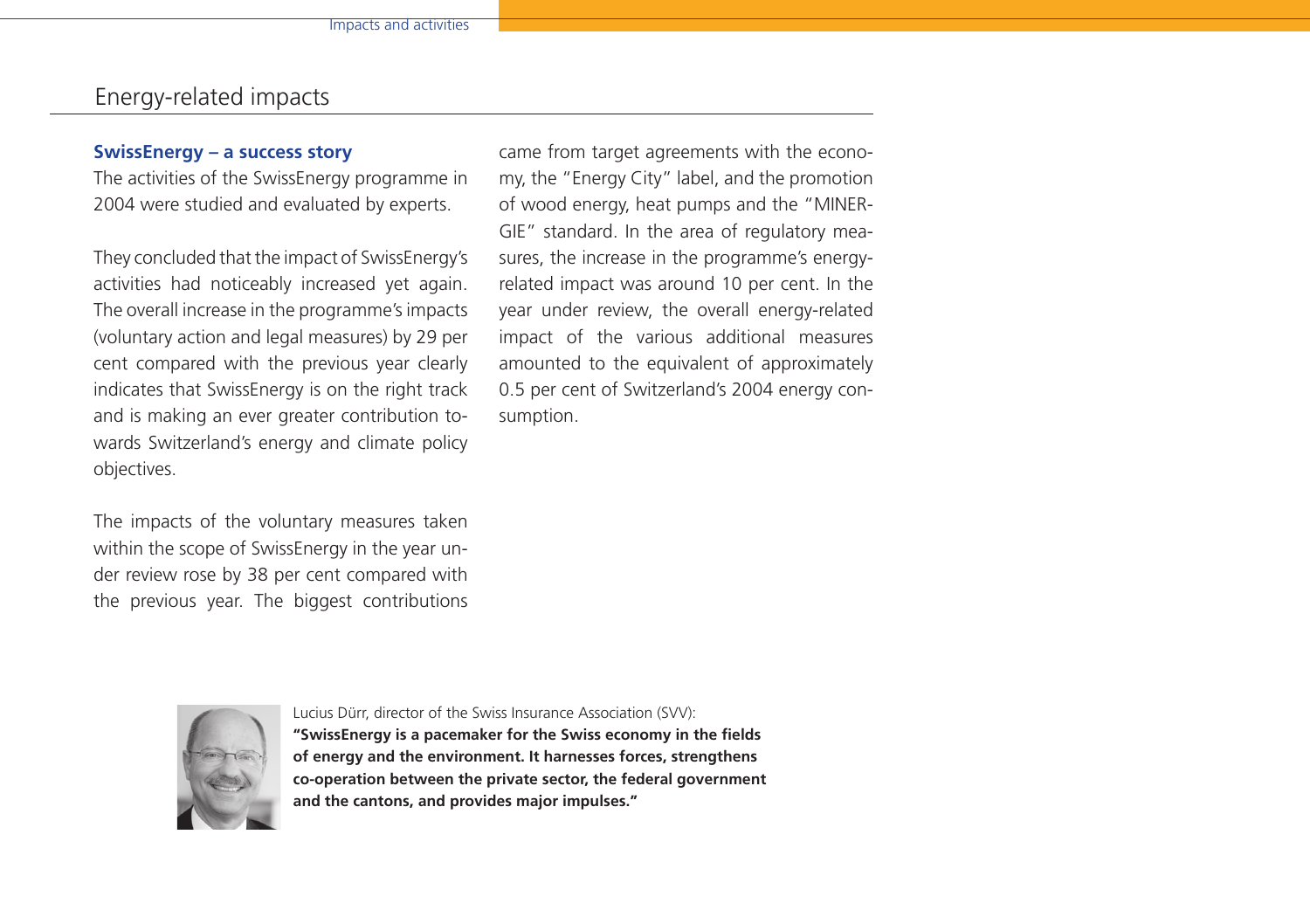## Energy-related impacts

### SwissEnergy – a success story

The activities of the SwissEnergy programme in 2004 were studied and evaluated by experts.

They concluded that the impact of SwissEnergy's activities had noticeably increased yet again. The overall increase in the programme's impacts (voluntary action and legal measures) by 29 per cent compared with the previous year clearly indicates that SwissEnergy is on the right track and is making an ever greater contribution towards Switzerland's energy and climate policy objectives.

The impacts of the voluntary measures taken within the scope of SwissEnergy in the year under review rose by 38 per cent compared with the previous year. The biggest contributions came from target agreements with the economy, the "Energy City" label, and the promotion of wood energy, heat pumps and the "MINERGIE" standard. In the area of regulatory measures, the increase in the programme's energy-related impact was around 10 per cent. In the year under review, the overall energy-related impact of the various additional measures amounted to the equivalent of approximately 0.5 per cent of Switzerland's 2004 energy consumption.

Lucius Dürr, director of the Swiss Insurance Association (SVV):
**"SwissEnergy is a pacemaker for the Swiss economy in the fields of energy and the environment. It harnesses forces, strengthens co-operation between the private sector, the federal government and the cantons, and provides major impulses."**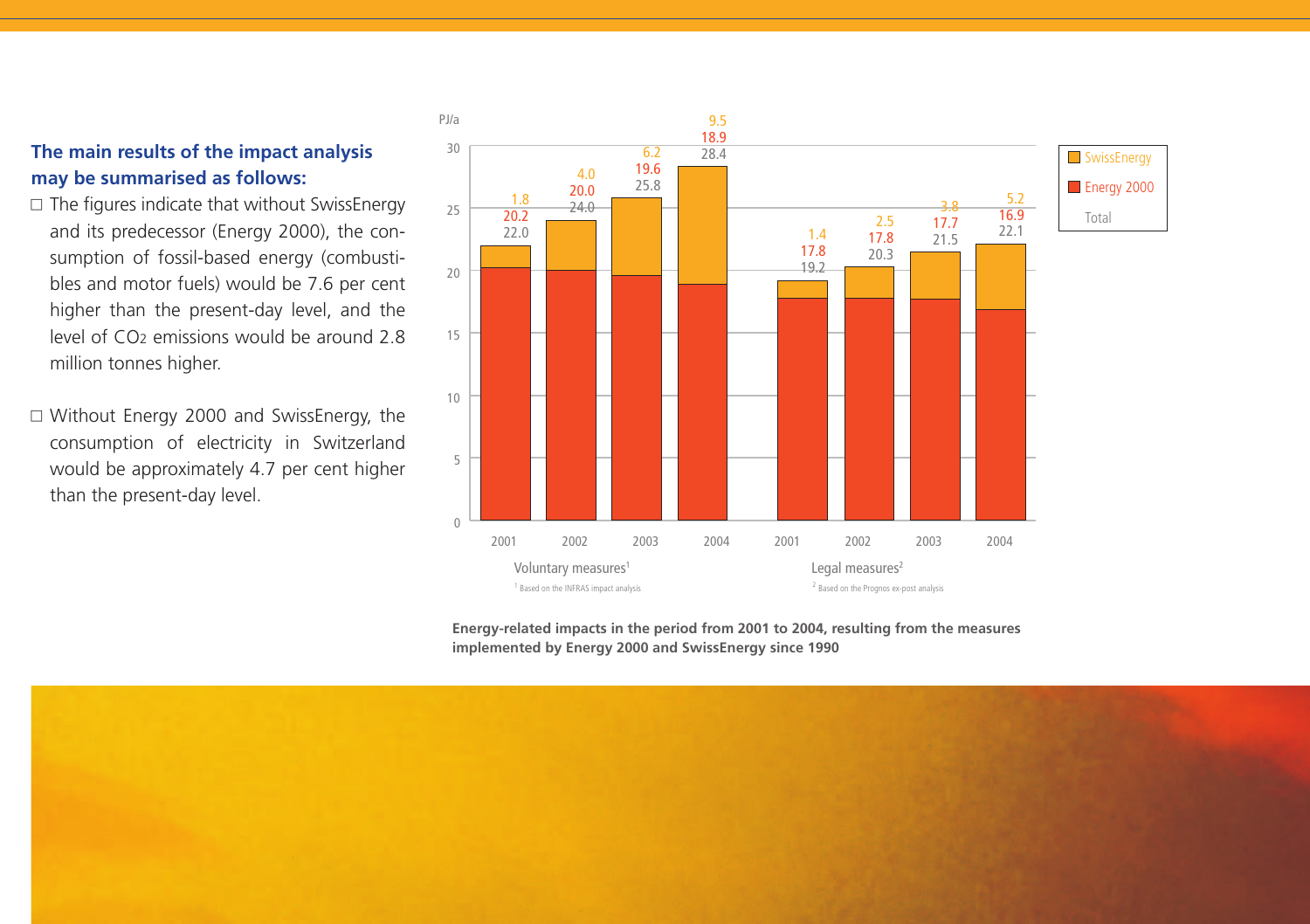**The main results of the impact analysis may be summarised as follows:**

- The figures indicate that without SwissEnergy and its predecessor (Energy 2000), the consumption of fossil-based energy (combustibles and motor fuels) would be 7.6 per cent higher than the present-day level, and the level of $CO_2$ emissions would be around 2.8 million tonnes higher.

- Without Energy 2000 and SwissEnergy, the consumption of electricity in Switzerland would be approximately 4.7 per cent higher than the present-day level.

PJ/a

| | Year | SwissEnergy | Energy 2000 | Total |
|---|---|---|---|---|
| Voluntary measures[1] | 2001 | 1.8 | 20.2 | 22.0 |
| | 2002 | 4.0 | 20.0 | 24.0 |
| | 2003 | 6.2 | 19.6 | 25.8 |
| | 2004 | 9.5 | 18.9 | 28.4 |
| Legal measures[2] | 2001 | 1.4 | 17.8 | 19.2 |
| | 2002 | 2.5 | 17.8 | 20.3 |
| | 2003 | 3.8 | 17.7 | 21.5 |
| | 2004 | 5.2 | 16.9 | 22.1 |

[1] Based on the INFRAS impact analysis

[2] Based on the Prognos ex-post analysis

**Energy-related impacts in the period from 2001 to 2004, resulting from the measures implemented by Energy 2000 and SwissEnergy since 1990**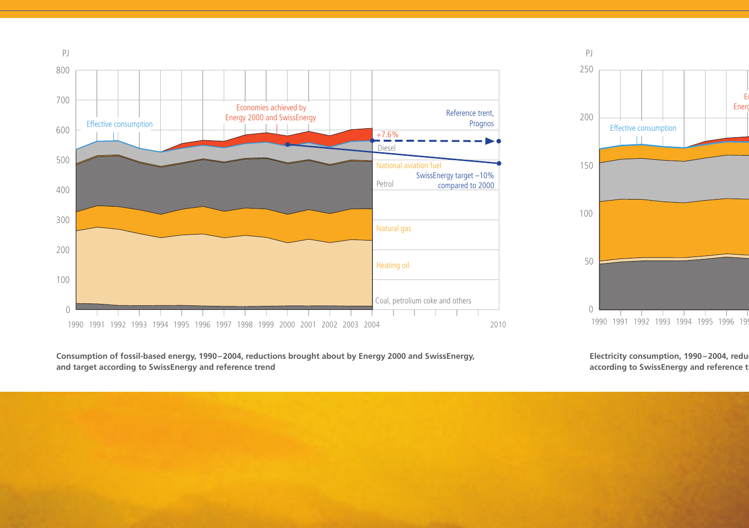PJ

800
700
600
500
400
300
200
100
0

Effective consumption

Economies achieved by Energy 2000 and SwissEnergy

Reference trent, Prognos

+7.6%

Diesel

National aviation fuel

SwissEnergy target –10% compared to 2000

Petrol

Natural gas

Heating oil

Coal, petrolium coke and others

1990 1991 1992 1993 1994 1995 1996 1997 1998 1999 2000 2001 2002 2003 2004 2010

**Consumption of fossil-based energy, 1990–2004, reductions brought about by Energy 2000 and SwissEnergy, and target according to SwissEnergy and reference trend**

PJ

250
200
150
100
50
0

Effective consumption

1990 1991 1992 1993 1994 1995 1996 19

**Electricity consumption, 1990–2004, redu according to SwissEnergy and reference t**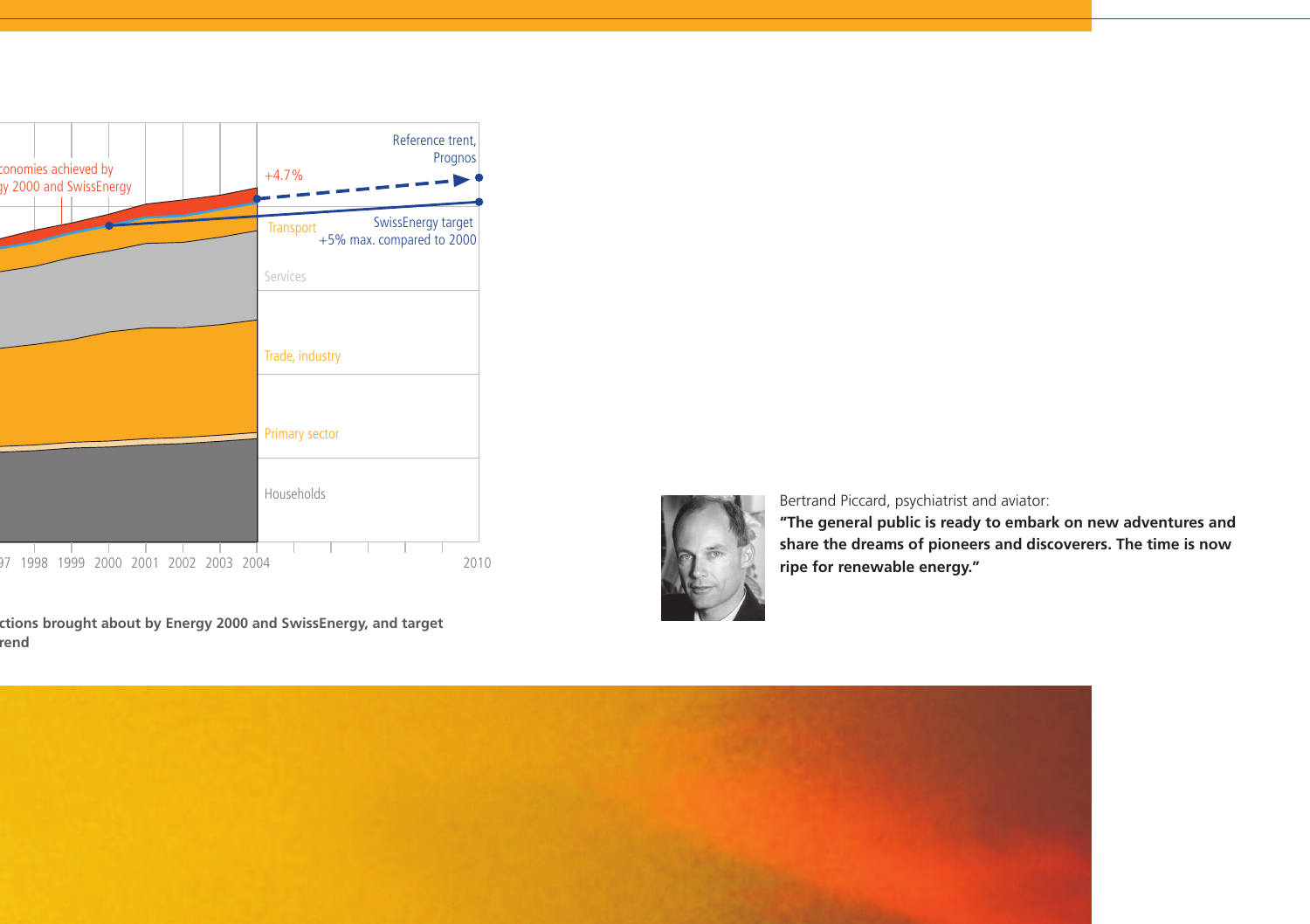conomies achieved by
y 2000 and SwissEnergy

+4.7%

Reference trent,
Prognos

Transport

SwissEnergy target
+5% max. compared to 2000

Services

Trade, industry

Primary sector

Households

97 1998 1999 2000 2001 2002 2003 2004 2010

**ctions brought about by Energy 2000 and SwissEnergy, and target rend**

Bertrand Piccard, psychiatrist and aviator:
**"The general public is ready to embark on new adventures and share the dreams of pioneers and discoverers. The time is now ripe for renewable energy."**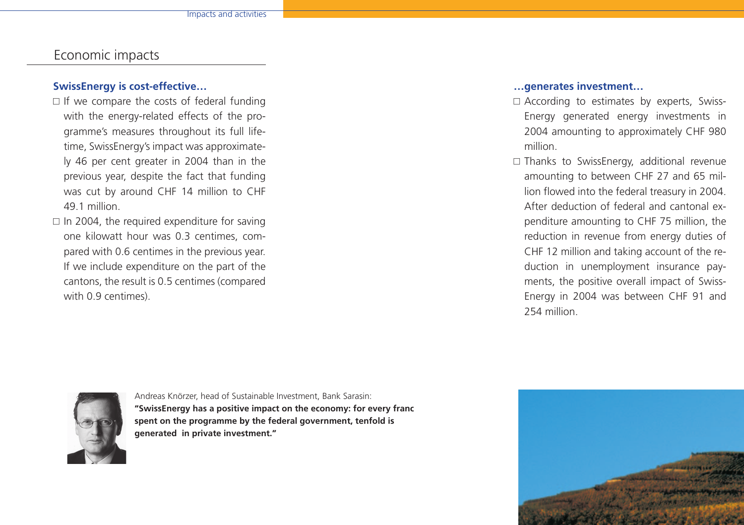## Economic impacts

**SwissEnergy is cost-effective…**

- If we compare the costs of federal funding with the energy-related effects of the programme's measures throughout its full lifetime, SwissEnergy's impact was approximately 46 per cent greater in 2004 than in the previous year, despite the fact that funding was cut by around CHF 14 million to CHF 49.1 million.
- In 2004, the required expenditure for saving one kilowatt hour was 0.3 centimes, compared with 0.6 centimes in the previous year. If we include expenditure on the part of the cantons, the result is 0.5 centimes (compared with 0.9 centimes).

**…generates investment…**

- According to estimates by experts, SwissEnergy generated energy investments in 2004 amounting to approximately CHF 980 million.
- Thanks to SwissEnergy, additional revenue amounting to between CHF 27 and 65 million flowed into the federal treasury in 2004. After deduction of federal and cantonal expenditure amounting to CHF 75 million, the reduction in revenue from energy duties of CHF 12 million and taking account of the reduction in unemployment insurance payments, the positive overall impact of SwissEnergy in 2004 was between CHF 91 and 254 million.

Andreas Knörzer, head of Sustainable Investment, Bank Sarasin:
**"SwissEnergy has a positive impact on the economy: for every franc spent on the programme by the federal government, tenfold is generated in private investment."**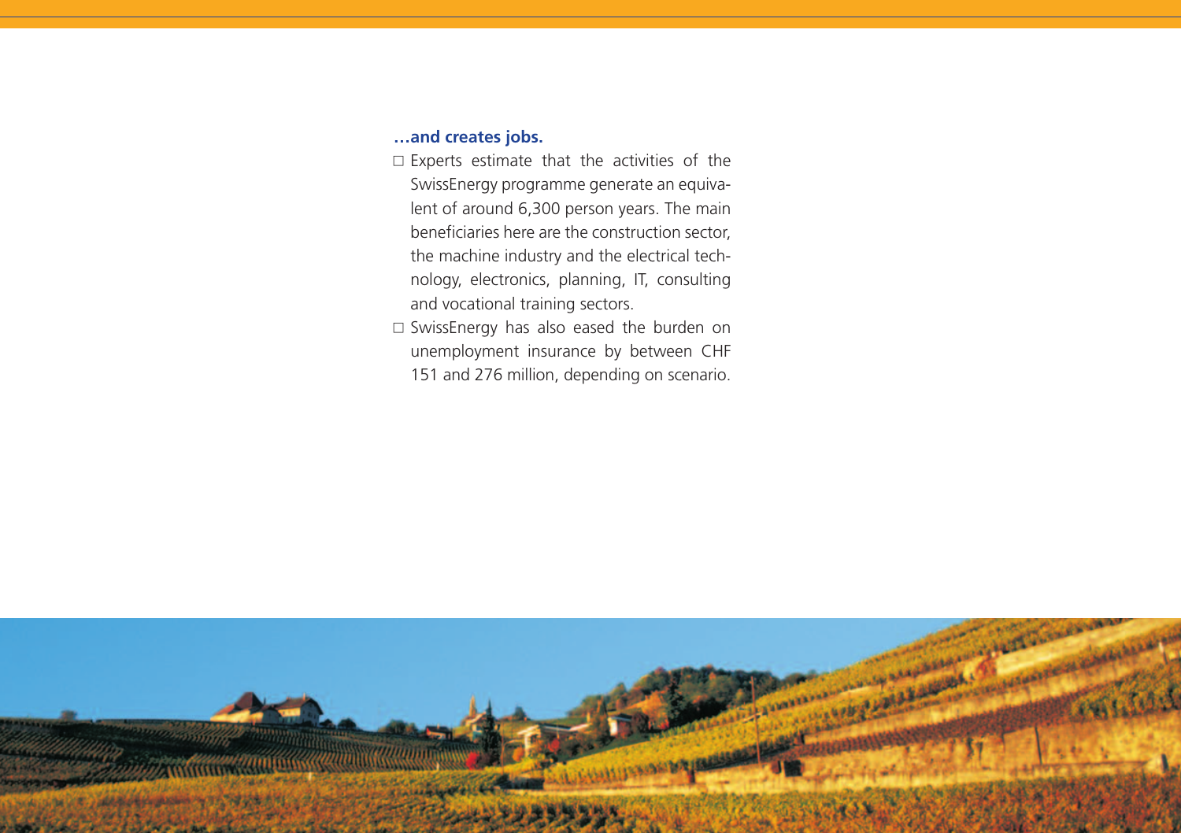### …and creates jobs.

- Experts estimate that the activities of the SwissEnergy programme generate an equivalent of around 6,300 person years. The main beneficiaries here are the construction sector, the machine industry and the electrical technology, electronics, planning, IT, consulting and vocational training sectors.
- SwissEnergy has also eased the burden on unemployment insurance by between CHF 151 and 276 million, depending on scenario.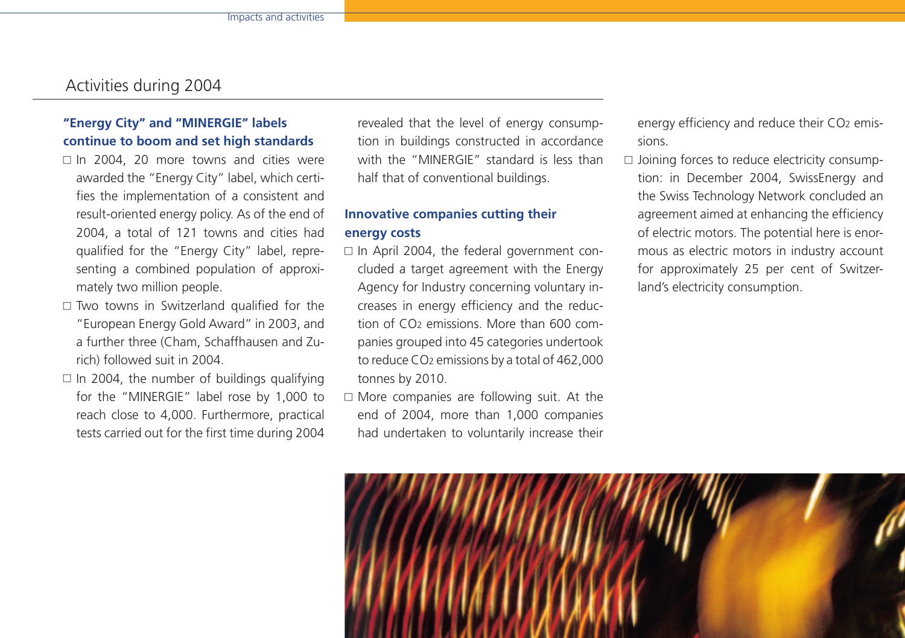## Activities during 2004

### "Energy City" and "MINERGIE" labels continue to boom and set high standards

- In 2004, 20 more towns and cities were awarded the "Energy City" label, which certifies the implementation of a consistent and result-oriented energy policy. As of the end of 2004, a total of 121 towns and cities had qualified for the "Energy City" label, representing a combined population of approximately two million people.
- Two towns in Switzerland qualified for the "European Energy Gold Award" in 2003, and a further three (Cham, Schaffhausen and Zurich) followed suit in 2004.
- In 2004, the number of buildings qualifying for the "MINERGIE" label rose by 1,000 to reach close to 4,000. Furthermore, practical tests carried out for the first time during 2004 revealed that the level of energy consumption in buildings constructed in accordance with the "MINERGIE" standard is less than half that of conventional buildings.

### Innovative companies cutting their energy costs

- In April 2004, the federal government concluded a target agreement with the Energy Agency for Industry concerning voluntary increases in energy efficiency and the reduction of $CO_2$ emissions. More than 600 companies grouped into 45 categories undertook to reduce $CO_2$ emissions by a total of 462,000 tonnes by 2010.
- More companies are following suit. At the end of 2004, more than 1,000 companies had undertaken to voluntarily increase their energy efficiency and reduce their $CO_2$ emissions.
- Joining forces to reduce electricity consumption: in December 2004, SwissEnergy and the Swiss Technology Network concluded an agreement aimed at enhancing the efficiency of electric motors. The potential here is enormous as electric motors in industry account for approximately 25 per cent of Switzerland's electricity consumption.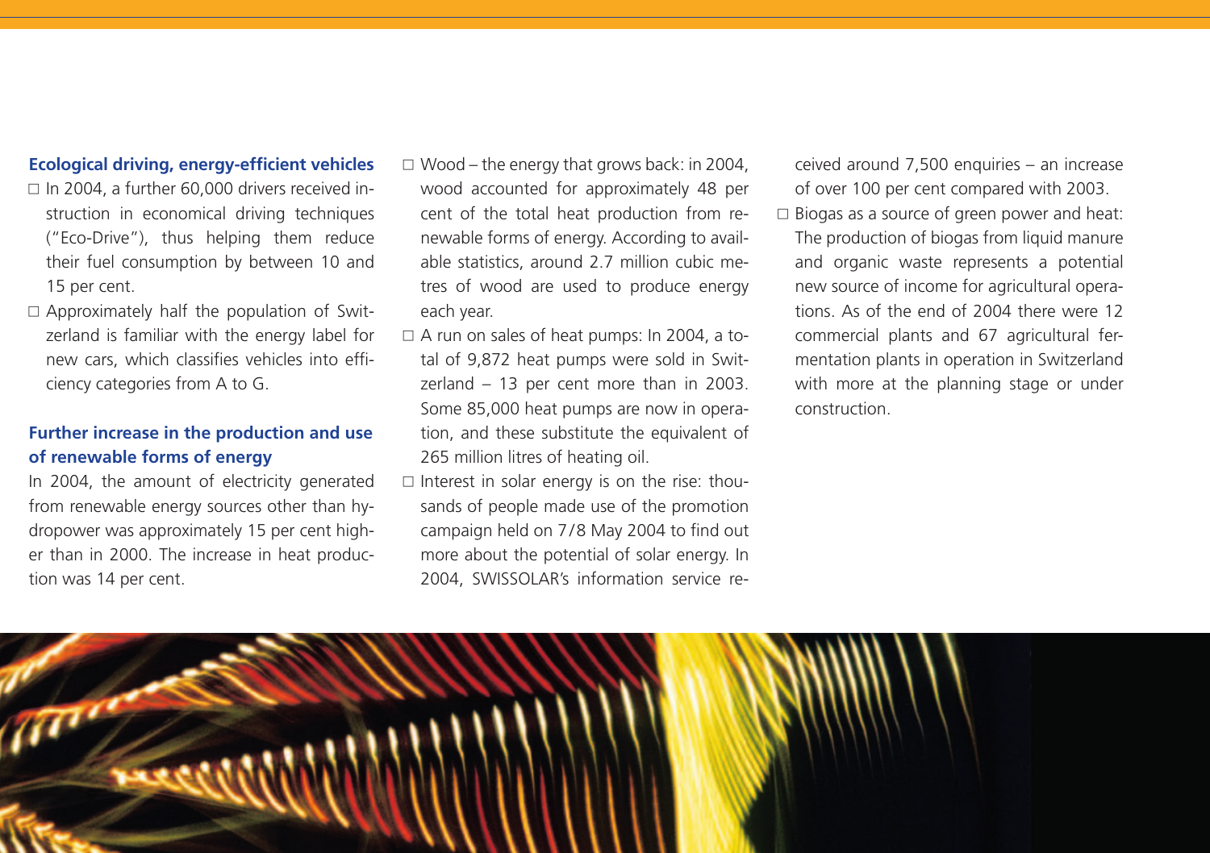## Ecological driving, energy-efficient vehicles

- In 2004, a further 60,000 drivers received instruction in economical driving techniques ("Eco-Drive"), thus helping them reduce their fuel consumption by between 10 and 15 per cent.
- Approximately half the population of Switzerland is familiar with the energy label for new cars, which classifies vehicles into efficiency categories from A to G.

## Further increase in the production and use of renewable forms of energy

In 2004, the amount of electricity generated from renewable energy sources other than hydropower was approximately 15 per cent higher than in 2000. The increase in heat production was 14 per cent.

- Wood – the energy that grows back: in 2004, wood accounted for approximately 48 per cent of the total heat production from renewable forms of energy. According to available statistics, around 2.7 million cubic metres of wood are used to produce energy each year.
- A run on sales of heat pumps: In 2004, a total of 9,872 heat pumps were sold in Switzerland – 13 per cent more than in 2003. Some 85,000 heat pumps are now in operation, and these substitute the equivalent of 265 million litres of heating oil.
- Interest in solar energy is on the rise: thousands of people made use of the promotion campaign held on 7/8 May 2004 to find out more about the potential of solar energy. In 2004, SWISSOLAR's information service received around 7,500 enquiries – an increase of over 100 per cent compared with 2003.
- Biogas as a source of green power and heat: The production of biogas from liquid manure and organic waste represents a potential new source of income for agricultural operations. As of the end of 2004 there were 12 commercial plants and 67 agricultural fermentation plants in operation in Switzerland with more at the planning stage or under construction.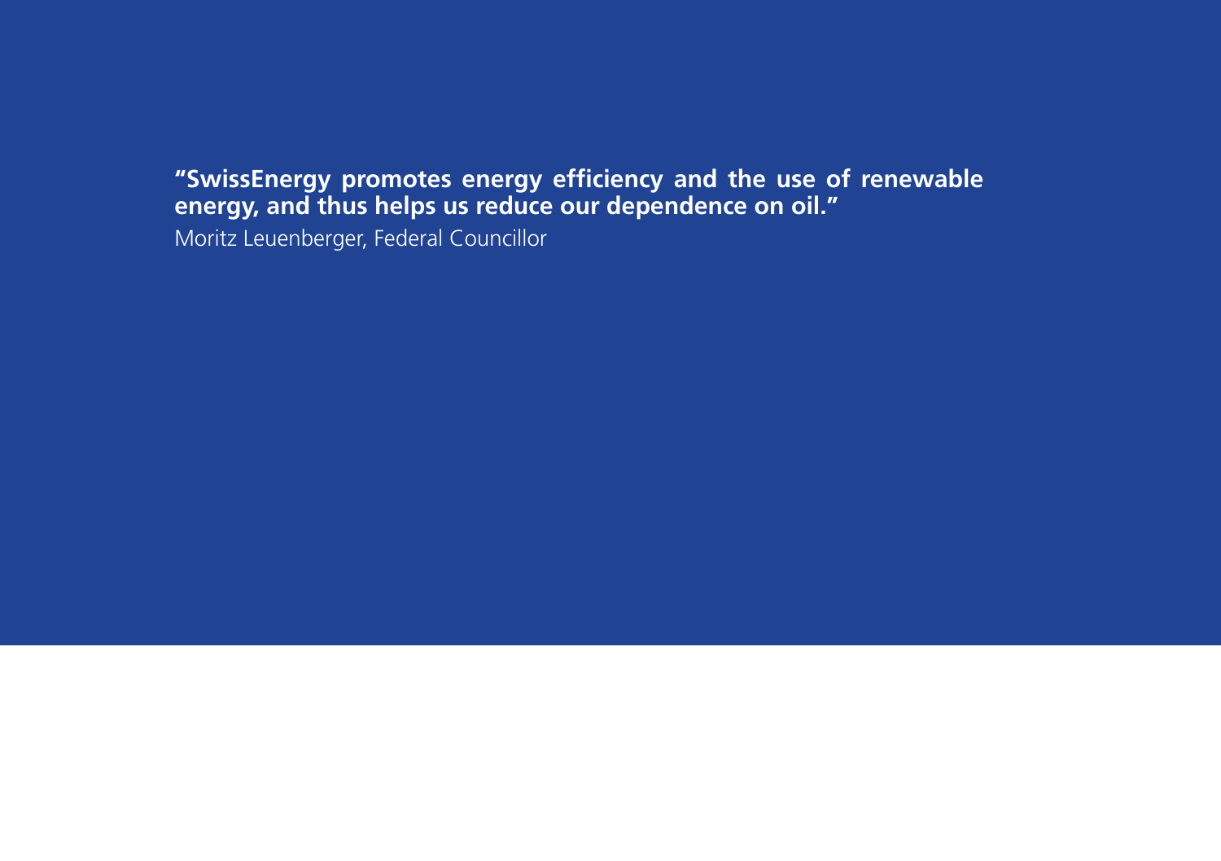**"SwissEnergy promotes energy efficiency and the use of renewable energy, and thus helps us reduce our dependence on oil."**

Moritz Leuenberger, Federal Councillor